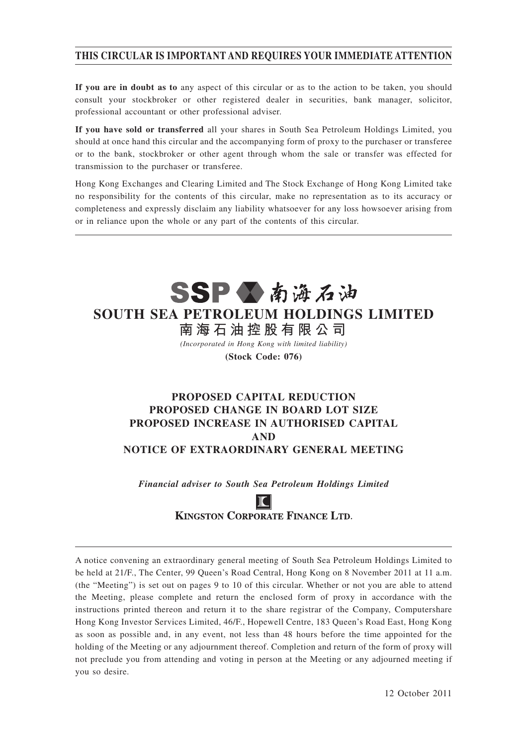**THIS CIRCULAR IS IMPORTANT AND REQUIRES YOUR IMMEDIATE ATTENTION**

**If you are in doubt as to** any aspect of this circular or as to the action to be taken, you should consult your stockbroker or other registered dealer in securities, bank manager, solicitor, professional accountant or other professional adviser.

**If you have sold or transferred** all your shares in South Sea Petroleum Holdings Limited, you should at once hand this circular and the accompanying form of proxy to the purchaser or transferee or to the bank, stockbroker or other agent through whom the sale or transfer was effected for transmission to the purchaser or transferee.

Hong Kong Exchanges and Clearing Limited and The Stock Exchange of Hong Kong Limited take no responsibility for the contents of this circular, make no representation as to its accuracy or completeness and expressly disclaim any liability whatsoever for any loss howsoever arising from or in reliance upon the whole or any part of the contents of this circular.

SSP 南海石油

# SOUTH SEA PETROLEUM HOLDINGS LIMITED

# 南海石油控股有限公司

*(Incorporated in Hong Kong with limited liability)*

**(Stock Code: 076)**

## PROPOSED CAPITAL REDUCTION
## PROPOSED CHANGE IN BOARD LOT SIZE
## PROPOSED INCREASE IN AUTHORISED CAPITAL
## AND
## NOTICE OF EXTRAORDINARY GENERAL MEETING

***Financial adviser to South Sea Petroleum Holdings Limited***

**KINGSTON CORPORATE FINANCE LTD.**

A notice convening an extraordinary general meeting of South Sea Petroleum Holdings Limited to be held at 21/F., The Center, 99 Queen's Road Central, Hong Kong on 8 November 2011 at 11 a.m. (the "Meeting") is set out on pages 9 to 10 of this circular. Whether or not you are able to attend the Meeting, please complete and return the enclosed form of proxy in accordance with the instructions printed thereon and return it to the share registrar of the Company, Computershare Hong Kong Investor Services Limited, 46/F., Hopewell Centre, 183 Queen's Road East, Hong Kong as soon as possible and, in any event, not less than 48 hours before the time appointed for the holding of the Meeting or any adjournment thereof. Completion and return of the form of proxy will not preclude you from attending and voting in person at the Meeting or any adjourned meeting if you so desire.

12 October 2011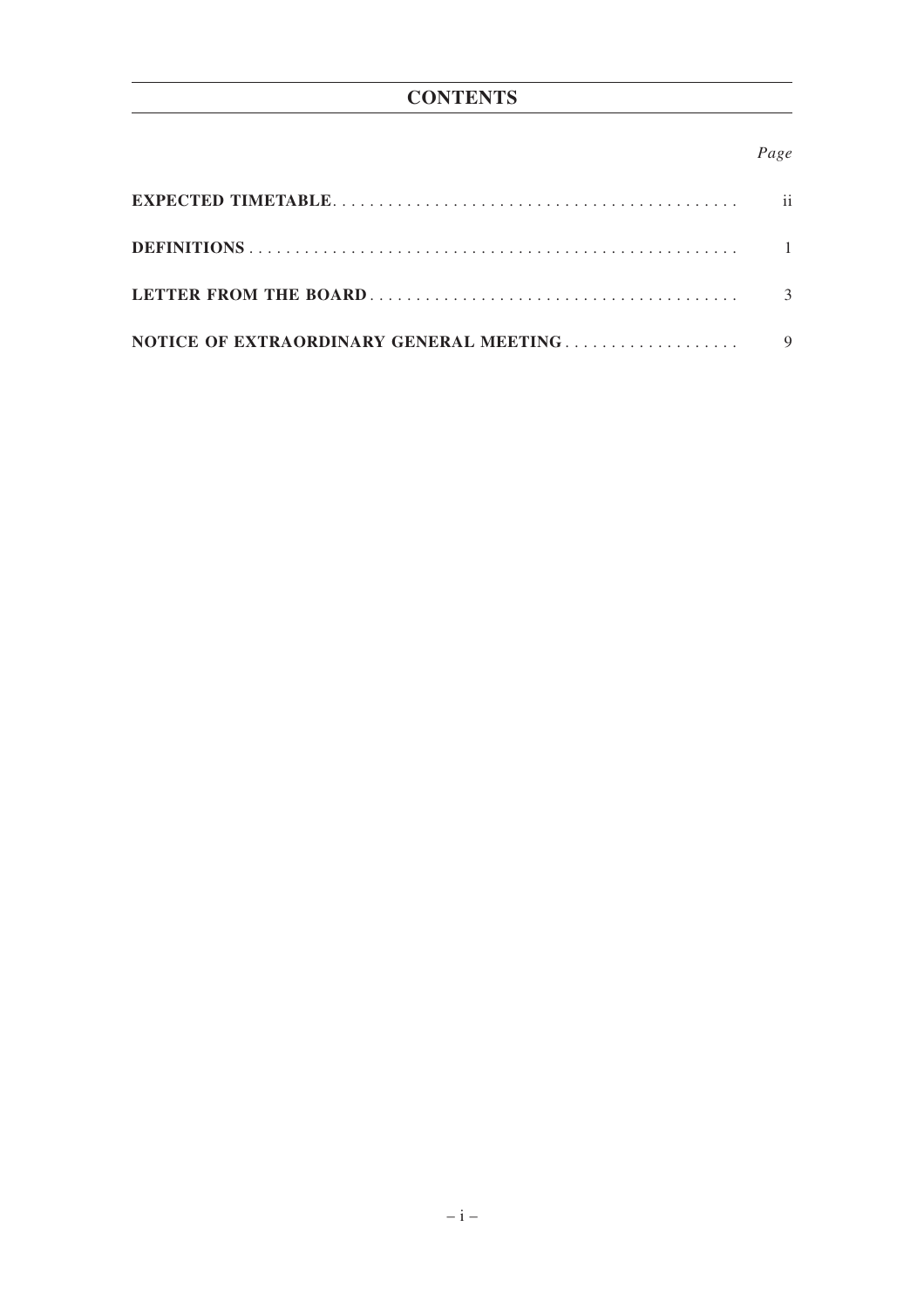# CONTENTS

| | *Page* |
|---|---|
| **EXPECTED TIMETABLE** | ii |
| **DEFINITIONS** | 1 |
| **LETTER FROM THE BOARD** | 3 |
| **NOTICE OF EXTRAORDINARY GENERAL MEETING** | 9 |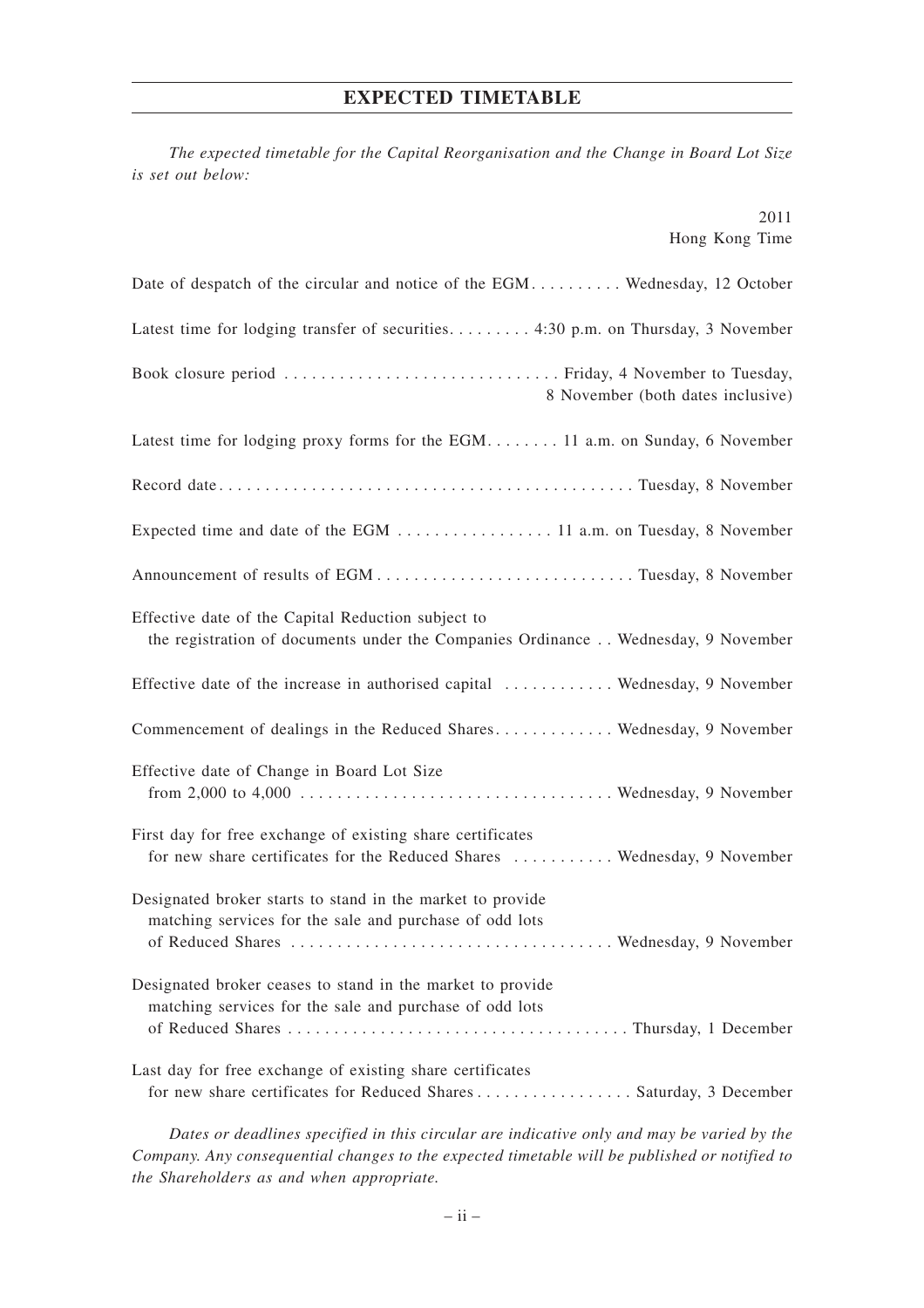# EXPECTED TIMETABLE

*The expected timetable for the Capital Reorganisation and the Change in Board Lot Size is set out below:*

| | 2011<br>Hong Kong Time |
|---|---|
| Date of despatch of the circular and notice of the EGM | Wednesday, 12 October |
| Latest time for lodging transfer of securities | 4:30 p.m. on Thursday, 3 November |
| Book closure period | Friday, 4 November to Tuesday, 8 November (both dates inclusive) |
| Latest time for lodging proxy forms for the EGM | 11 a.m. on Sunday, 6 November |
| Record date | Tuesday, 8 November |
| Expected time and date of the EGM | 11 a.m. on Tuesday, 8 November |
| Announcement of results of EGM | Tuesday, 8 November |
| Effective date of the Capital Reduction subject to the registration of documents under the Companies Ordinance | Wednesday, 9 November |
| Effective date of the increase in authorised capital | Wednesday, 9 November |
| Commencement of dealings in the Reduced Shares | Wednesday, 9 November |
| Effective date of Change in Board Lot Size from 2,000 to 4,000 | Wednesday, 9 November |
| First day for free exchange of existing share certificates for new share certificates for the Reduced Shares | Wednesday, 9 November |
| Designated broker starts to stand in the market to provide matching services for the sale and purchase of odd lots of Reduced Shares | Wednesday, 9 November |
| Designated broker ceases to stand in the market to provide matching services for the sale and purchase of odd lots of Reduced Shares | Thursday, 1 December |
| Last day for free exchange of existing share certificates for new share certificates for Reduced Shares | Saturday, 3 December |

*Dates or deadlines specified in this circular are indicative only and may be varied by the Company. Any consequential changes to the expected timetable will be published or notified to the Shareholders as and when appropriate.*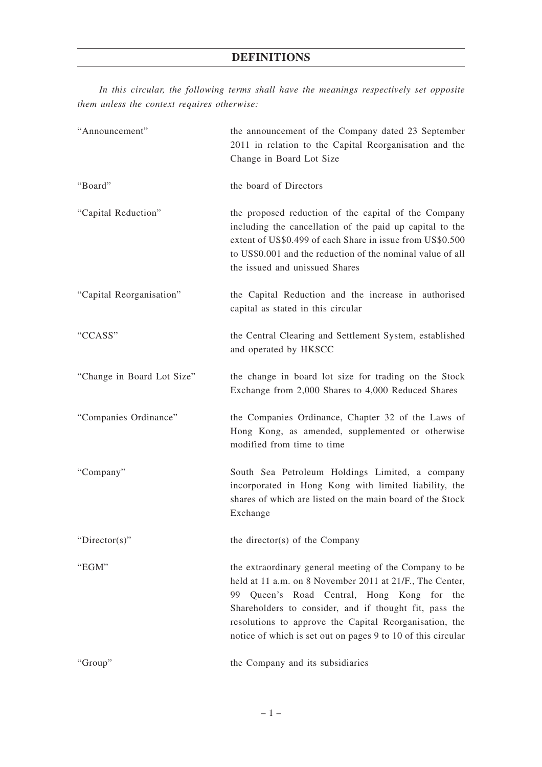# DEFINITIONS

*In this circular, the following terms shall have the meanings respectively set opposite them unless the context requires otherwise:*

| | |
|---|---|
| "Announcement" | the announcement of the Company dated 23 September 2011 in relation to the Capital Reorganisation and the Change in Board Lot Size |
| "Board" | the board of Directors |
| "Capital Reduction" | the proposed reduction of the capital of the Company including the cancellation of the paid up capital to the extent of US$0.499 of each Share in issue from US$0.500 to US$0.001 and the reduction of the nominal value of all the issued and unissued Shares |
| "Capital Reorganisation" | the Capital Reduction and the increase in authorised capital as stated in this circular |
| "CCASS" | the Central Clearing and Settlement System, established and operated by HKSCC |
| "Change in Board Lot Size" | the change in board lot size for trading on the Stock Exchange from 2,000 Shares to 4,000 Reduced Shares |
| "Companies Ordinance" | the Companies Ordinance, Chapter 32 of the Laws of Hong Kong, as amended, supplemented or otherwise modified from time to time |
| "Company" | South Sea Petroleum Holdings Limited, a company incorporated in Hong Kong with limited liability, the shares of which are listed on the main board of the Stock Exchange |
| "Director(s)" | the director(s) of the Company |
| "EGM" | the extraordinary general meeting of the Company to be held at 11 a.m. on 8 November 2011 at 21/F., The Center, 99 Queen's Road Central, Hong Kong for the Shareholders to consider, and if thought fit, pass the resolutions to approve the Capital Reorganisation, the notice of which is set out on pages 9 to 10 of this circular |
| "Group" | the Company and its subsidiaries |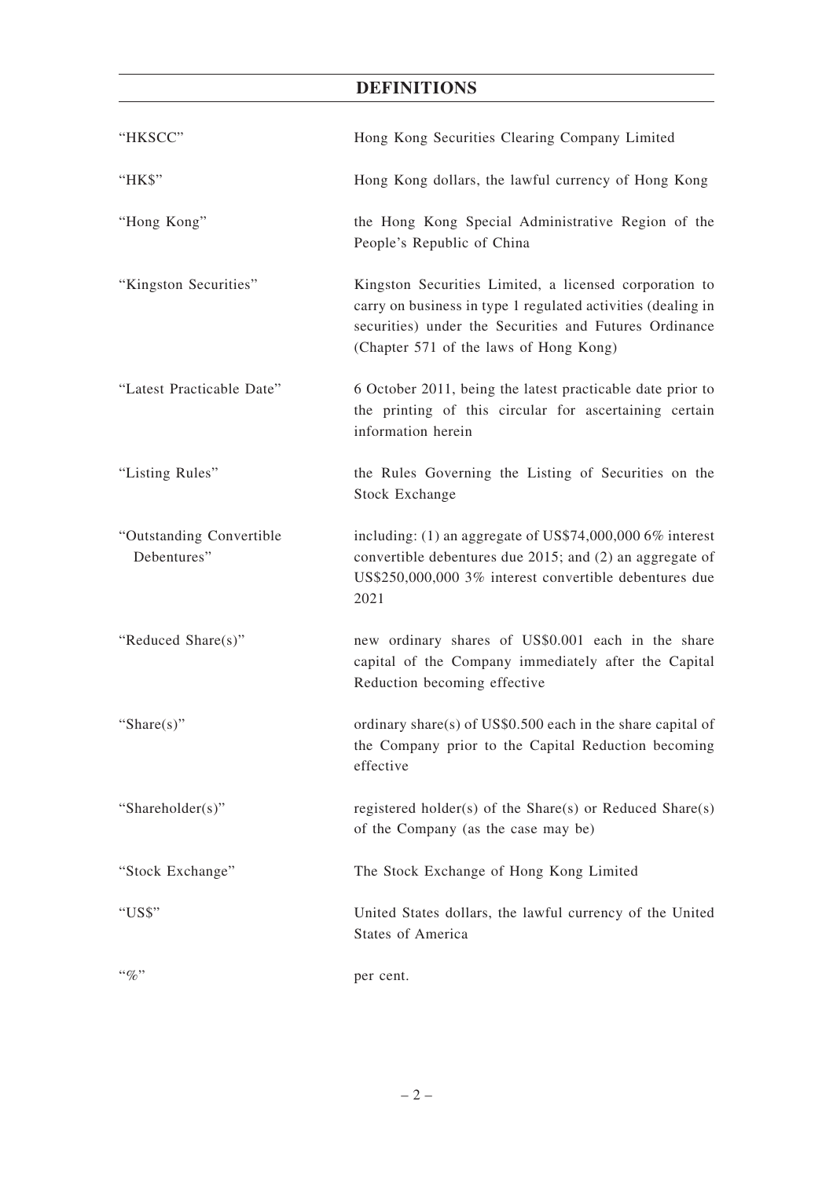## DEFINITIONS

| | |
|---|---|
| "HKSCC" | Hong Kong Securities Clearing Company Limited |
| "HK$" | Hong Kong dollars, the lawful currency of Hong Kong |
| "Hong Kong" | the Hong Kong Special Administrative Region of the People's Republic of China |
| "Kingston Securities" | Kingston Securities Limited, a licensed corporation to carry on business in type 1 regulated activities (dealing in securities) under the Securities and Futures Ordinance (Chapter 571 of the laws of Hong Kong) |
| "Latest Practicable Date" | 6 October 2011, being the latest practicable date prior to the printing of this circular for ascertaining certain information herein |
| "Listing Rules" | the Rules Governing the Listing of Securities on the Stock Exchange |
| "Outstanding Convertible Debentures" | including: (1) an aggregate of US$74,000,000 6% interest convertible debentures due 2015; and (2) an aggregate of US$250,000,000 3% interest convertible debentures due 2021 |
| "Reduced Share(s)" | new ordinary shares of US$0.001 each in the share capital of the Company immediately after the Capital Reduction becoming effective |
| "Share(s)" | ordinary share(s) of US$0.500 each in the share capital of the Company prior to the Capital Reduction becoming effective |
| "Shareholder(s)" | registered holder(s) of the Share(s) or Reduced Share(s) of the Company (as the case may be) |
| "Stock Exchange" | The Stock Exchange of Hong Kong Limited |
| "US$" | United States dollars, the lawful currency of the United States of America |
| "%" | per cent. |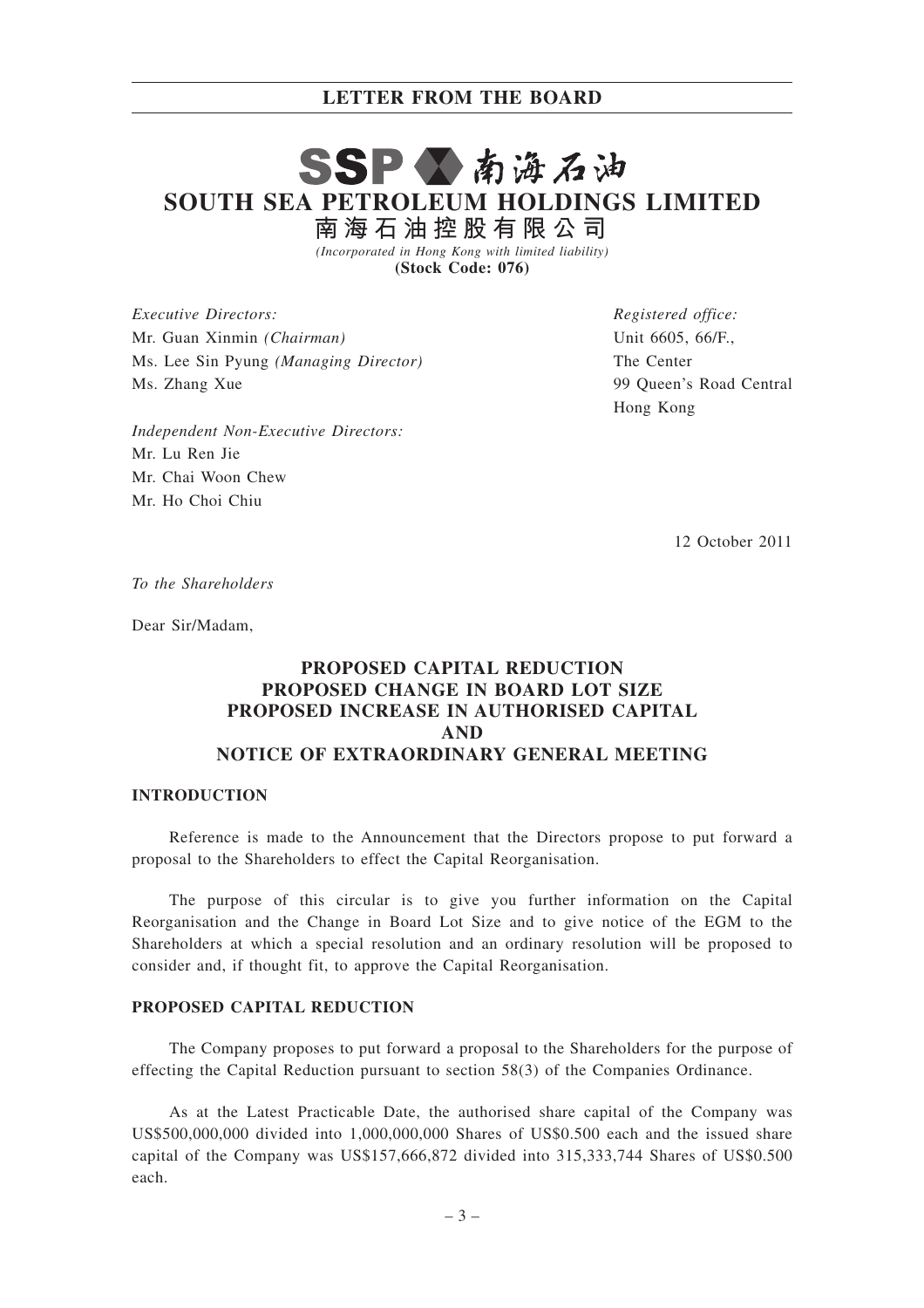# LETTER FROM THE BOARD

# SOUTH SEA PETROLEUM HOLDINGS LIMITED
## 南海石油控股有限公司

*(Incorporated in Hong Kong with limited liability)*
**(Stock Code: 076)**

*Executive Directors:*
Mr. Guan Xinmin *(Chairman)*
Ms. Lee Sin Pyung *(Managing Director)*
Ms. Zhang Xue

*Independent Non-Executive Directors:*
Mr. Lu Ren Jie
Mr. Chai Woon Chew
Mr. Ho Choi Chiu

*Registered office:*
Unit 6605, 66/F.,
The Center
99 Queen's Road Central
Hong Kong

12 October 2011

*To the Shareholders*

Dear Sir/Madam,

## PROPOSED CAPITAL REDUCTION
## PROPOSED CHANGE IN BOARD LOT SIZE
## PROPOSED INCREASE IN AUTHORISED CAPITAL
## AND
## NOTICE OF EXTRAORDINARY GENERAL MEETING

### INTRODUCTION

Reference is made to the Announcement that the Directors propose to put forward a proposal to the Shareholders to effect the Capital Reorganisation.

The purpose of this circular is to give you further information on the Capital Reorganisation and the Change in Board Lot Size and to give notice of the EGM to the Shareholders at which a special resolution and an ordinary resolution will be proposed to consider and, if thought fit, to approve the Capital Reorganisation.

### PROPOSED CAPITAL REDUCTION

The Company proposes to put forward a proposal to the Shareholders for the purpose of effecting the Capital Reduction pursuant to section 58(3) of the Companies Ordinance.

As at the Latest Practicable Date, the authorised share capital of the Company was US$500,000,000 divided into 1,000,000,000 Shares of US$0.500 each and the issued share capital of the Company was US$157,666,872 divided into 315,333,744 Shares of US$0.500 each.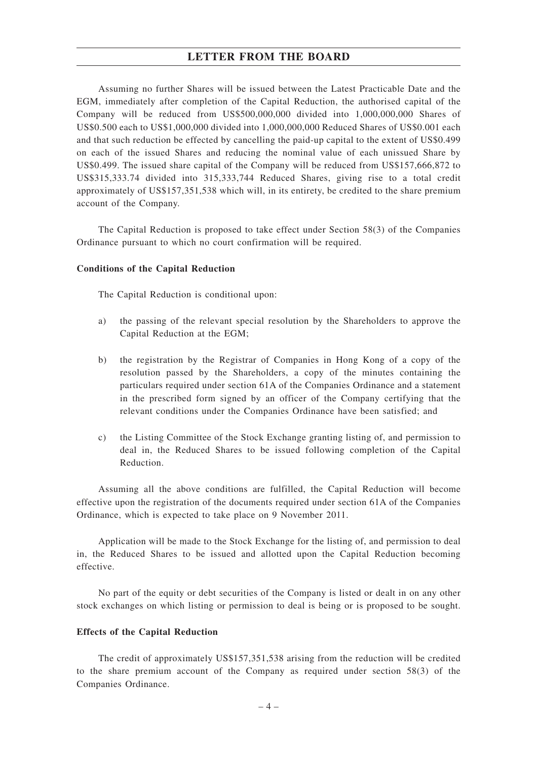Assuming no further Shares will be issued between the Latest Practicable Date and the EGM, immediately after completion of the Capital Reduction, the authorised capital of the Company will be reduced from US$500,000,000 divided into 1,000,000,000 Shares of US$0.500 each to US$1,000,000 divided into 1,000,000,000 Reduced Shares of US$0.001 each and that such reduction be effected by cancelling the paid-up capital to the extent of US$0.499 on each of the issued Shares and reducing the nominal value of each unissued Share by US$0.499. The issued share capital of the Company will be reduced from US$157,666,872 to US$315,333.74 divided into 315,333,744 Reduced Shares, giving rise to a total credit approximately of US$157,351,538 which will, in its entirety, be credited to the share premium account of the Company.

The Capital Reduction is proposed to take effect under Section 58(3) of the Companies Ordinance pursuant to which no court confirmation will be required.

**Conditions of the Capital Reduction**

The Capital Reduction is conditional upon:

a) the passing of the relevant special resolution by the Shareholders to approve the Capital Reduction at the EGM;

b) the registration by the Registrar of Companies in Hong Kong of a copy of the resolution passed by the Shareholders, a copy of the minutes containing the particulars required under section 61A of the Companies Ordinance and a statement in the prescribed form signed by an officer of the Company certifying that the relevant conditions under the Companies Ordinance have been satisfied; and

c) the Listing Committee of the Stock Exchange granting listing of, and permission to deal in, the Reduced Shares to be issued following completion of the Capital Reduction.

Assuming all the above conditions are fulfilled, the Capital Reduction will become effective upon the registration of the documents required under section 61A of the Companies Ordinance, which is expected to take place on 9 November 2011.

Application will be made to the Stock Exchange for the listing of, and permission to deal in, the Reduced Shares to be issued and allotted upon the Capital Reduction becoming effective.

No part of the equity or debt securities of the Company is listed or dealt in on any other stock exchanges on which listing or permission to deal is being or is proposed to be sought.

**Effects of the Capital Reduction**

The credit of approximately US$157,351,538 arising from the reduction will be credited to the share premium account of the Company as required under section 58(3) of the Companies Ordinance.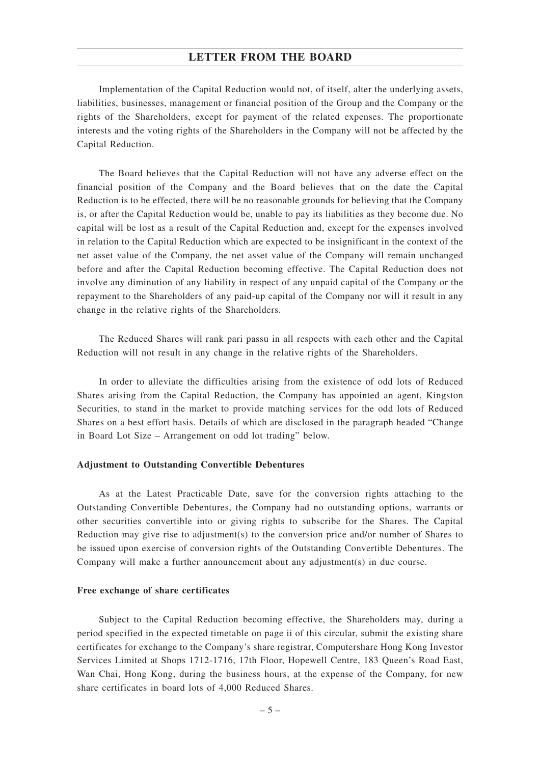Implementation of the Capital Reduction would not, of itself, alter the underlying assets, liabilities, businesses, management or financial position of the Group and the Company or the rights of the Shareholders, except for payment of the related expenses. The proportionate interests and the voting rights of the Shareholders in the Company will not be affected by the Capital Reduction.

The Board believes that the Capital Reduction will not have any adverse effect on the financial position of the Company and the Board believes that on the date the Capital Reduction is to be effected, there will be no reasonable grounds for believing that the Company is, or after the Capital Reduction would be, unable to pay its liabilities as they become due. No capital will be lost as a result of the Capital Reduction and, except for the expenses involved in relation to the Capital Reduction which are expected to be insignificant in the context of the net asset value of the Company, the net asset value of the Company will remain unchanged before and after the Capital Reduction becoming effective. The Capital Reduction does not involve any diminution of any liability in respect of any unpaid capital of the Company or the repayment to the Shareholders of any paid-up capital of the Company nor will it result in any change in the relative rights of the Shareholders.

The Reduced Shares will rank pari passu in all respects with each other and the Capital Reduction will not result in any change in the relative rights of the Shareholders.

In order to alleviate the difficulties arising from the existence of odd lots of Reduced Shares arising from the Capital Reduction, the Company has appointed an agent, Kingston Securities, to stand in the market to provide matching services for the odd lots of Reduced Shares on a best effort basis. Details of which are disclosed in the paragraph headed "Change in Board Lot Size – Arrangement on odd lot trading" below.

**Adjustment to Outstanding Convertible Debentures**

As at the Latest Practicable Date, save for the conversion rights attaching to the Outstanding Convertible Debentures, the Company had no outstanding options, warrants or other securities convertible into or giving rights to subscribe for the Shares. The Capital Reduction may give rise to adjustment(s) to the conversion price and/or number of Shares to be issued upon exercise of conversion rights of the Outstanding Convertible Debentures. The Company will make a further announcement about any adjustment(s) in due course.

**Free exchange of share certificates**

Subject to the Capital Reduction becoming effective, the Shareholders may, during a period specified in the expected timetable on page ii of this circular, submit the existing share certificates for exchange to the Company's share registrar, Computershare Hong Kong Investor Services Limited at Shops 1712-1716, 17th Floor, Hopewell Centre, 183 Queen's Road East, Wan Chai, Hong Kong, during the business hours, at the expense of the Company, for new share certificates in board lots of 4,000 Reduced Shares.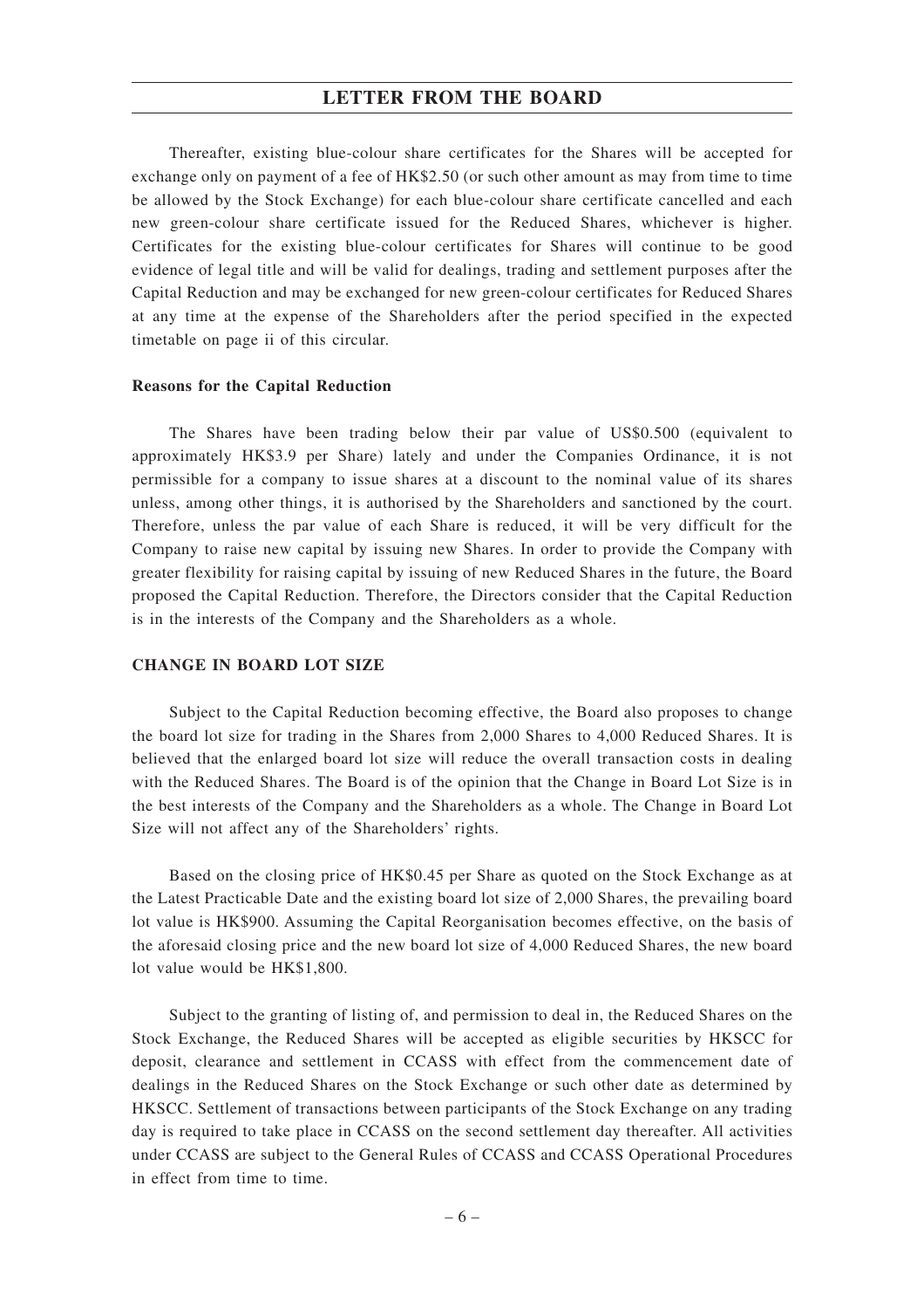Thereafter, existing blue-colour share certificates for the Shares will be accepted for exchange only on payment of a fee of HK$2.50 (or such other amount as may from time to time be allowed by the Stock Exchange) for each blue-colour share certificate cancelled and each new green-colour share certificate issued for the Reduced Shares, whichever is higher. Certificates for the existing blue-colour certificates for Shares will continue to be good evidence of legal title and will be valid for dealings, trading and settlement purposes after the Capital Reduction and may be exchanged for new green-colour certificates for Reduced Shares at any time at the expense of the Shareholders after the period specified in the expected timetable on page ii of this circular.

**Reasons for the Capital Reduction**

The Shares have been trading below their par value of US$0.500 (equivalent to approximately HK$3.9 per Share) lately and under the Companies Ordinance, it is not permissible for a company to issue shares at a discount to the nominal value of its shares unless, among other things, it is authorised by the Shareholders and sanctioned by the court. Therefore, unless the par value of each Share is reduced, it will be very difficult for the Company to raise new capital by issuing new Shares. In order to provide the Company with greater flexibility for raising capital by issuing of new Reduced Shares in the future, the Board proposed the Capital Reduction. Therefore, the Directors consider that the Capital Reduction is in the interests of the Company and the Shareholders as a whole.

**CHANGE IN BOARD LOT SIZE**

Subject to the Capital Reduction becoming effective, the Board also proposes to change the board lot size for trading in the Shares from 2,000 Shares to 4,000 Reduced Shares. It is believed that the enlarged board lot size will reduce the overall transaction costs in dealing with the Reduced Shares. The Board is of the opinion that the Change in Board Lot Size is in the best interests of the Company and the Shareholders as a whole. The Change in Board Lot Size will not affect any of the Shareholders' rights.

Based on the closing price of HK$0.45 per Share as quoted on the Stock Exchange as at the Latest Practicable Date and the existing board lot size of 2,000 Shares, the prevailing board lot value is HK$900. Assuming the Capital Reorganisation becomes effective, on the basis of the aforesaid closing price and the new board lot size of 4,000 Reduced Shares, the new board lot value would be HK$1,800.

Subject to the granting of listing of, and permission to deal in, the Reduced Shares on the Stock Exchange, the Reduced Shares will be accepted as eligible securities by HKSCC for deposit, clearance and settlement in CCASS with effect from the commencement date of dealings in the Reduced Shares on the Stock Exchange or such other date as determined by HKSCC. Settlement of transactions between participants of the Stock Exchange on any trading day is required to take place in CCASS on the second settlement day thereafter. All activities under CCASS are subject to the General Rules of CCASS and CCASS Operational Procedures in effect from time to time.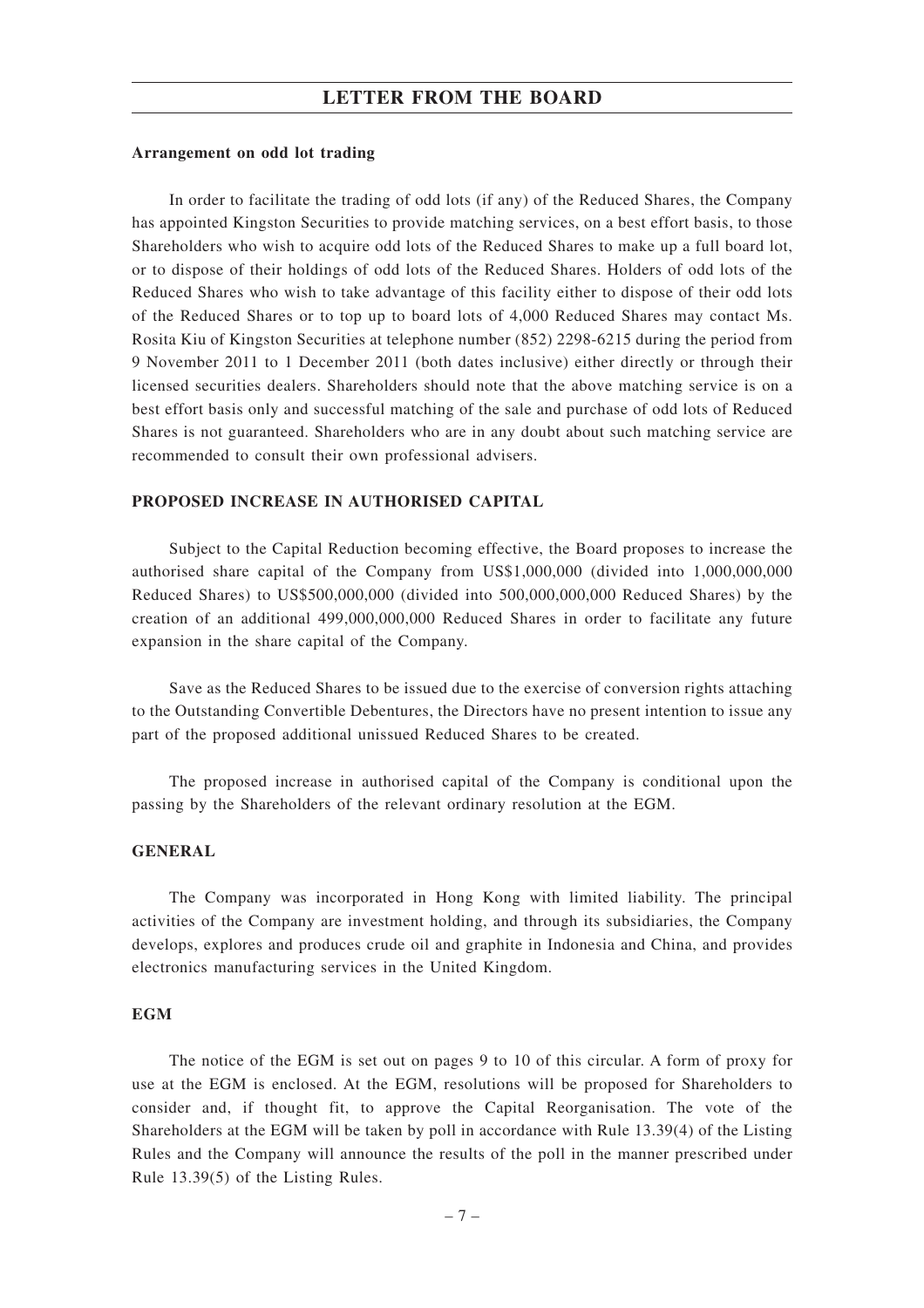**Arrangement on odd lot trading**

In order to facilitate the trading of odd lots (if any) of the Reduced Shares, the Company has appointed Kingston Securities to provide matching services, on a best effort basis, to those Shareholders who wish to acquire odd lots of the Reduced Shares to make up a full board lot, or to dispose of their holdings of odd lots of the Reduced Shares. Holders of odd lots of the Reduced Shares who wish to take advantage of this facility either to dispose of their odd lots of the Reduced Shares or to top up to board lots of 4,000 Reduced Shares may contact Ms. Rosita Kiu of Kingston Securities at telephone number (852) 2298-6215 during the period from 9 November 2011 to 1 December 2011 (both dates inclusive) either directly or through their licensed securities dealers. Shareholders should note that the above matching service is on a best effort basis only and successful matching of the sale and purchase of odd lots of Reduced Shares is not guaranteed. Shareholders who are in any doubt about such matching service are recommended to consult their own professional advisers.

## PROPOSED INCREASE IN AUTHORISED CAPITAL

Subject to the Capital Reduction becoming effective, the Board proposes to increase the authorised share capital of the Company from US$1,000,000 (divided into 1,000,000,000 Reduced Shares) to US$500,000,000 (divided into 500,000,000,000 Reduced Shares) by the creation of an additional 499,000,000,000 Reduced Shares in order to facilitate any future expansion in the share capital of the Company.

Save as the Reduced Shares to be issued due to the exercise of conversion rights attaching to the Outstanding Convertible Debentures, the Directors have no present intention to issue any part of the proposed additional unissued Reduced Shares to be created.

The proposed increase in authorised capital of the Company is conditional upon the passing by the Shareholders of the relevant ordinary resolution at the EGM.

## GENERAL

The Company was incorporated in Hong Kong with limited liability. The principal activities of the Company are investment holding, and through its subsidiaries, the Company develops, explores and produces crude oil and graphite in Indonesia and China, and provides electronics manufacturing services in the United Kingdom.

## EGM

The notice of the EGM is set out on pages 9 to 10 of this circular. A form of proxy for use at the EGM is enclosed. At the EGM, resolutions will be proposed for Shareholders to consider and, if thought fit, to approve the Capital Reorganisation. The vote of the Shareholders at the EGM will be taken by poll in accordance with Rule 13.39(4) of the Listing Rules and the Company will announce the results of the poll in the manner prescribed under Rule 13.39(5) of the Listing Rules.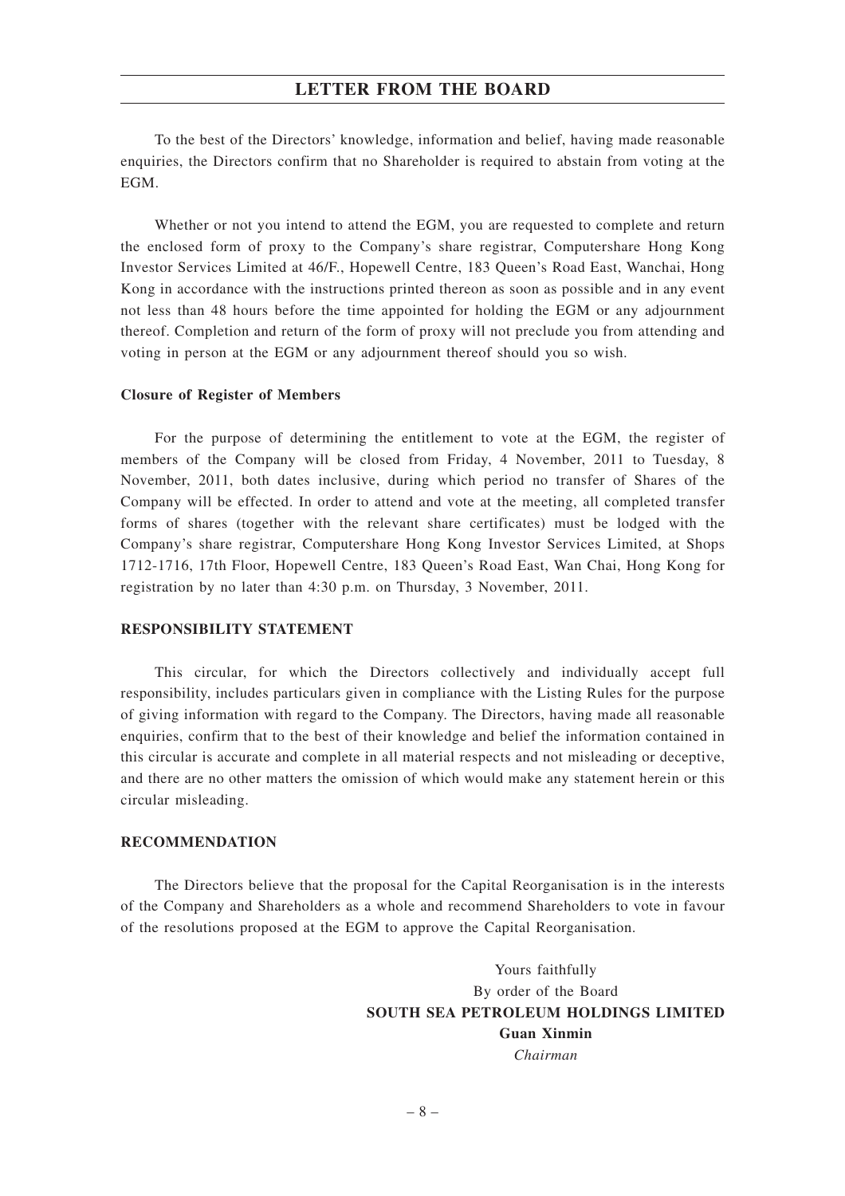To the best of the Directors' knowledge, information and belief, having made reasonable enquiries, the Directors confirm that no Shareholder is required to abstain from voting at the EGM.

Whether or not you intend to attend the EGM, you are requested to complete and return the enclosed form of proxy to the Company's share registrar, Computershare Hong Kong Investor Services Limited at 46/F., Hopewell Centre, 183 Queen's Road East, Wanchai, Hong Kong in accordance with the instructions printed thereon as soon as possible and in any event not less than 48 hours before the time appointed for holding the EGM or any adjournment thereof. Completion and return of the form of proxy will not preclude you from attending and voting in person at the EGM or any adjournment thereof should you so wish.

**Closure of Register of Members**

For the purpose of determining the entitlement to vote at the EGM, the register of members of the Company will be closed from Friday, 4 November, 2011 to Tuesday, 8 November, 2011, both dates inclusive, during which period no transfer of Shares of the Company will be effected. In order to attend and vote at the meeting, all completed transfer forms of shares (together with the relevant share certificates) must be lodged with the Company's share registrar, Computershare Hong Kong Investor Services Limited, at Shops 1712-1716, 17th Floor, Hopewell Centre, 183 Queen's Road East, Wan Chai, Hong Kong for registration by no later than 4:30 p.m. on Thursday, 3 November, 2011.

## RESPONSIBILITY STATEMENT

This circular, for which the Directors collectively and individually accept full responsibility, includes particulars given in compliance with the Listing Rules for the purpose of giving information with regard to the Company. The Directors, having made all reasonable enquiries, confirm that to the best of their knowledge and belief the information contained in this circular is accurate and complete in all material respects and not misleading or deceptive, and there are no other matters the omission of which would make any statement herein or this circular misleading.

## RECOMMENDATION

The Directors believe that the proposal for the Capital Reorganisation is in the interests of the Company and Shareholders as a whole and recommend Shareholders to vote in favour of the resolutions proposed at the EGM to approve the Capital Reorganisation.

Yours faithfully
By order of the Board
**SOUTH SEA PETROLEUM HOLDINGS LIMITED**
**Guan Xinmin**
*Chairman*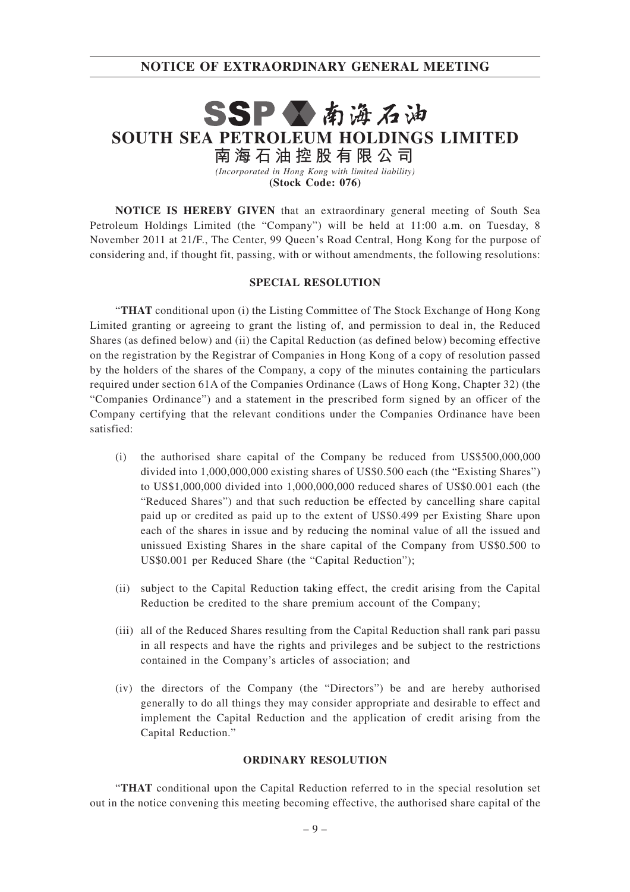# NOTICE OF EXTRAORDINARY GENERAL MEETING

SSP 南海石油

## SOUTH SEA PETROLEUM HOLDINGS LIMITED

## 南海石油控股有限公司

*(Incorporated in Hong Kong with limited liability)*

**(Stock Code: 076)**

**NOTICE IS HEREBY GIVEN** that an extraordinary general meeting of South Sea Petroleum Holdings Limited (the "Company") will be held at 11:00 a.m. on Tuesday, 8 November 2011 at 21/F., The Center, 99 Queen's Road Central, Hong Kong for the purpose of considering and, if thought fit, passing, with or without amendments, the following resolutions:

### SPECIAL RESOLUTION

"**THAT** conditional upon (i) the Listing Committee of The Stock Exchange of Hong Kong Limited granting or agreeing to grant the listing of, and permission to deal in, the Reduced Shares (as defined below) and (ii) the Capital Reduction (as defined below) becoming effective on the registration by the Registrar of Companies in Hong Kong of a copy of resolution passed by the holders of the shares of the Company, a copy of the minutes containing the particulars required under section 61A of the Companies Ordinance (Laws of Hong Kong, Chapter 32) (the "Companies Ordinance") and a statement in the prescribed form signed by an officer of the Company certifying that the relevant conditions under the Companies Ordinance have been satisfied:

(i) the authorised share capital of the Company be reduced from US$500,000,000 divided into 1,000,000,000 existing shares of US$0.500 each (the "Existing Shares") to US$1,000,000 divided into 1,000,000,000 reduced shares of US$0.001 each (the "Reduced Shares") and that such reduction be effected by cancelling share capital paid up or credited as paid up to the extent of US$0.499 per Existing Share upon each of the shares in issue and by reducing the nominal value of all the issued and unissued Existing Shares in the share capital of the Company from US$0.500 to US$0.001 per Reduced Share (the "Capital Reduction");

(ii) subject to the Capital Reduction taking effect, the credit arising from the Capital Reduction be credited to the share premium account of the Company;

(iii) all of the Reduced Shares resulting from the Capital Reduction shall rank pari passu in all respects and have the rights and privileges and be subject to the restrictions contained in the Company's articles of association; and

(iv) the directors of the Company (the "Directors") be and are hereby authorised generally to do all things they may consider appropriate and desirable to effect and implement the Capital Reduction and the application of credit arising from the Capital Reduction."

### ORDINARY RESOLUTION

"**THAT** conditional upon the Capital Reduction referred to in the special resolution set out in the notice convening this meeting becoming effective, the authorised share capital of the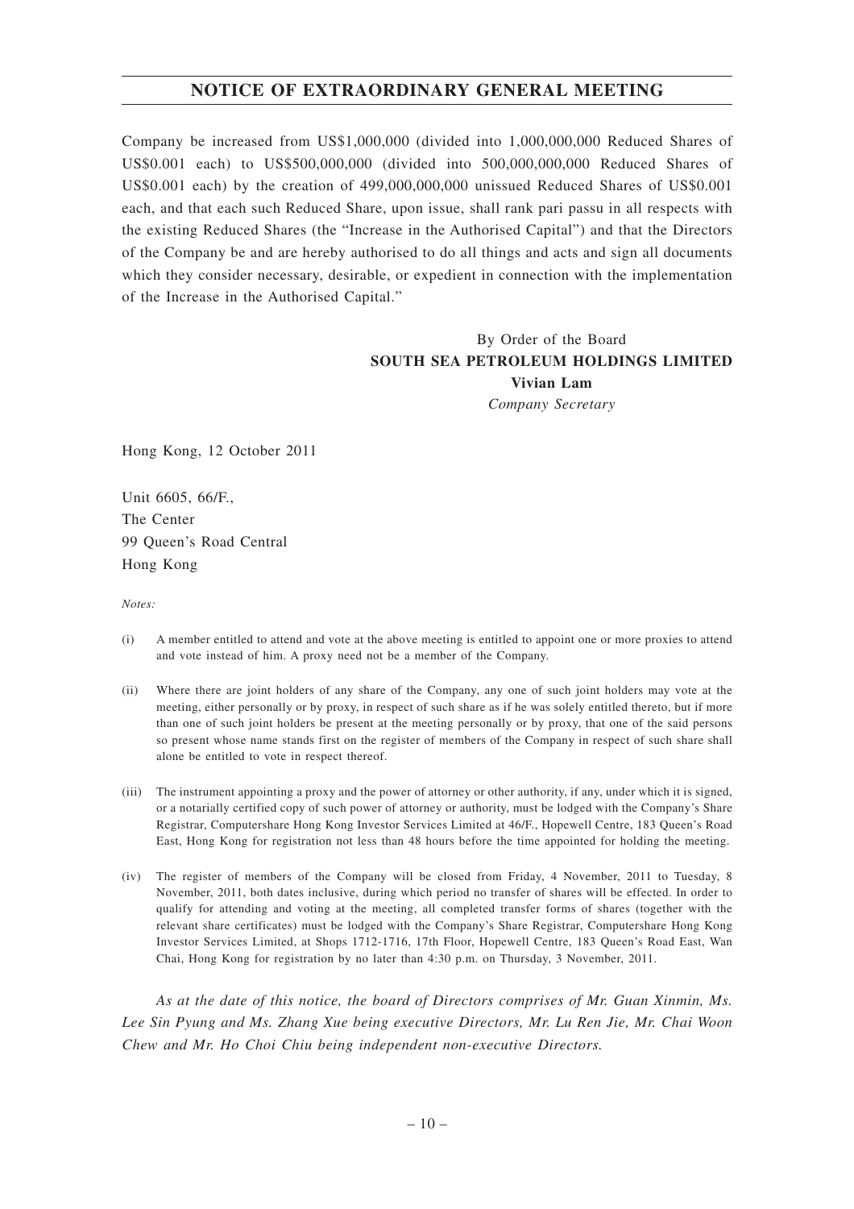# NOTICE OF EXTRAORDINARY GENERAL MEETING

Company be increased from US$1,000,000 (divided into 1,000,000,000 Reduced Shares of US$0.001 each) to US$500,000,000 (divided into 500,000,000,000 Reduced Shares of US$0.001 each) by the creation of 499,000,000,000 unissued Reduced Shares of US$0.001 each, and that each such Reduced Share, upon issue, shall rank pari passu in all respects with the existing Reduced Shares (the "Increase in the Authorised Capital") and that the Directors of the Company be and are hereby authorised to do all things and acts and sign all documents which they consider necessary, desirable, or expedient in connection with the implementation of the Increase in the Authorised Capital."

By Order of the Board
**SOUTH SEA PETROLEUM HOLDINGS LIMITED**
**Vivian Lam**
*Company Secretary*

Hong Kong, 12 October 2011

Unit 6605, 66/F.,
The Center
99 Queen's Road Central
Hong Kong

*Notes:*

(i) A member entitled to attend and vote at the above meeting is entitled to appoint one or more proxies to attend and vote instead of him. A proxy need not be a member of the Company.

(ii) Where there are joint holders of any share of the Company, any one of such joint holders may vote at the meeting, either personally or by proxy, in respect of such share as if he was solely entitled thereto, but if more than one of such joint holders be present at the meeting personally or by proxy, that one of the said persons so present whose name stands first on the register of members of the Company in respect of such share shall alone be entitled to vote in respect thereof.

(iii) The instrument appointing a proxy and the power of attorney or other authority, if any, under which it is signed, or a notarially certified copy of such power of attorney or authority, must be lodged with the Company's Share Registrar, Computershare Hong Kong Investor Services Limited at 46/F., Hopewell Centre, 183 Queen's Road East, Hong Kong for registration not less than 48 hours before the time appointed for holding the meeting.

(iv) The register of members of the Company will be closed from Friday, 4 November, 2011 to Tuesday, 8 November, 2011, both dates inclusive, during which period no transfer of shares will be effected. In order to qualify for attending and voting at the meeting, all completed transfer forms of shares (together with the relevant share certificates) must be lodged with the Company's Share Registrar, Computershare Hong Kong Investor Services Limited, at Shops 1712-1716, 17th Floor, Hopewell Centre, 183 Queen's Road East, Wan Chai, Hong Kong for registration by no later than 4:30 p.m. on Thursday, 3 November, 2011.

*As at the date of this notice, the board of Directors comprises of Mr. Guan Xinmin, Ms. Lee Sin Pyung and Ms. Zhang Xue being executive Directors, Mr. Lu Ren Jie, Mr. Chai Woon Chew and Mr. Ho Choi Chiu being independent non-executive Directors.*